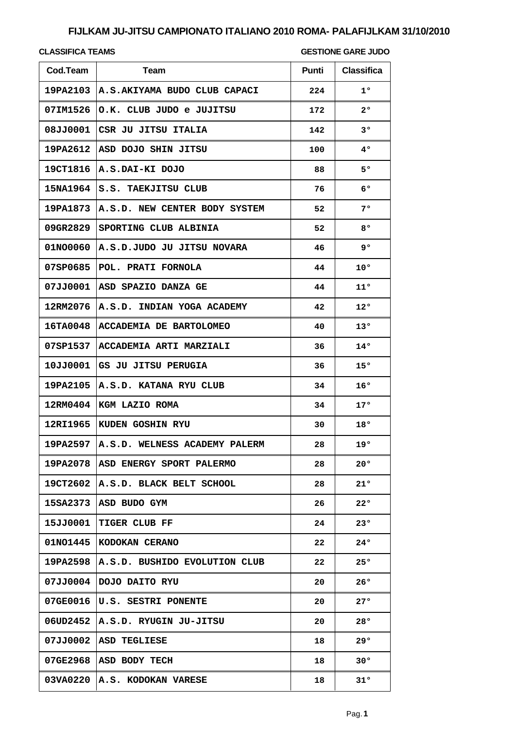# FIJLKAM JU-JITSU CAMPIONATO ITALIANO 2010 ROMA- PALAFIJLKAM 31/10/2010

**CLASSIFICA TEAMS** **GESTIONE GARE JUDO**

| Cod.Team | Team | Punti | Classifica |
|---|---|---|---|
| 19PA2103 | A.S.AKIYAMA BUDO CLUB CAPACI | 224 | 1° |
| 07IM1526 | O.K. CLUB JUDO e JUJITSU | 172 | 2° |
| 08JJ0001 | CSR JU JITSU ITALIA | 142 | 3° |
| 19PA2612 | ASD DOJO SHIN JITSU | 100 | 4° |
| 19CT1816 | A.S.DAI-KI DOJO | 88 | 5° |
| 15NA1964 | S.S. TAEKJITSU CLUB | 76 | 6° |
| 19PA1873 | A.S.D. NEW CENTER BODY SYSTEM | 52 | 7° |
| 09GR2829 | SPORTING CLUB ALBINIA | 52 | 8° |
| 01NO0060 | A.S.D.JUDO JU JITSU NOVARA | 46 | 9° |
| 07SP0685 | POL. PRATI FORNOLA | 44 | 10° |
| 07JJ0001 | ASD SPAZIO DANZA GE | 44 | 11° |
| 12RM2076 | A.S.D. INDIAN YOGA ACADEMY | 42 | 12° |
| 16TA0048 | ACCADEMIA DE BARTOLOMEO | 40 | 13° |
| 07SP1537 | ACCADEMIA ARTI MARZIALI | 36 | 14° |
| 10JJ0001 | GS JU JITSU PERUGIA | 36 | 15° |
| 19PA2105 | A.S.D. KATANA RYU CLUB | 34 | 16° |
| 12RM0404 | KGM LAZIO ROMA | 34 | 17° |
| 12RI1965 | KUDEN GOSHIN RYU | 30 | 18° |
| 19PA2597 | A.S.D. WELNESS ACADEMY PALERM | 28 | 19° |
| 19PA2078 | ASD ENERGY SPORT PALERMO | 28 | 20° |
| 19CT2602 | A.S.D. BLACK BELT SCHOOL | 28 | 21° |
| 15SA2373 | ASD BUDO GYM | 26 | 22° |
| 15JJ0001 | TIGER CLUB FF | 24 | 23° |
| 01NO1445 | KODOKAN CERANO | 22 | 24° |
| 19PA2598 | A.S.D. BUSHIDO EVOLUTION CLUB | 22 | 25° |
| 07JJ0004 | DOJO DAITO RYU | 20 | 26° |
| 07GE0016 | U.S. SESTRI PONENTE | 20 | 27° |
| 06UD2452 | A.S.D. RYUGIN JU-JITSU | 20 | 28° |
| 07JJ0002 | ASD TEGLIESE | 18 | 29° |
| 07GE2968 | ASD BODY TECH | 18 | 30° |
| 03VA0220 | A.S. KODOKAN VARESE | 18 | 31° |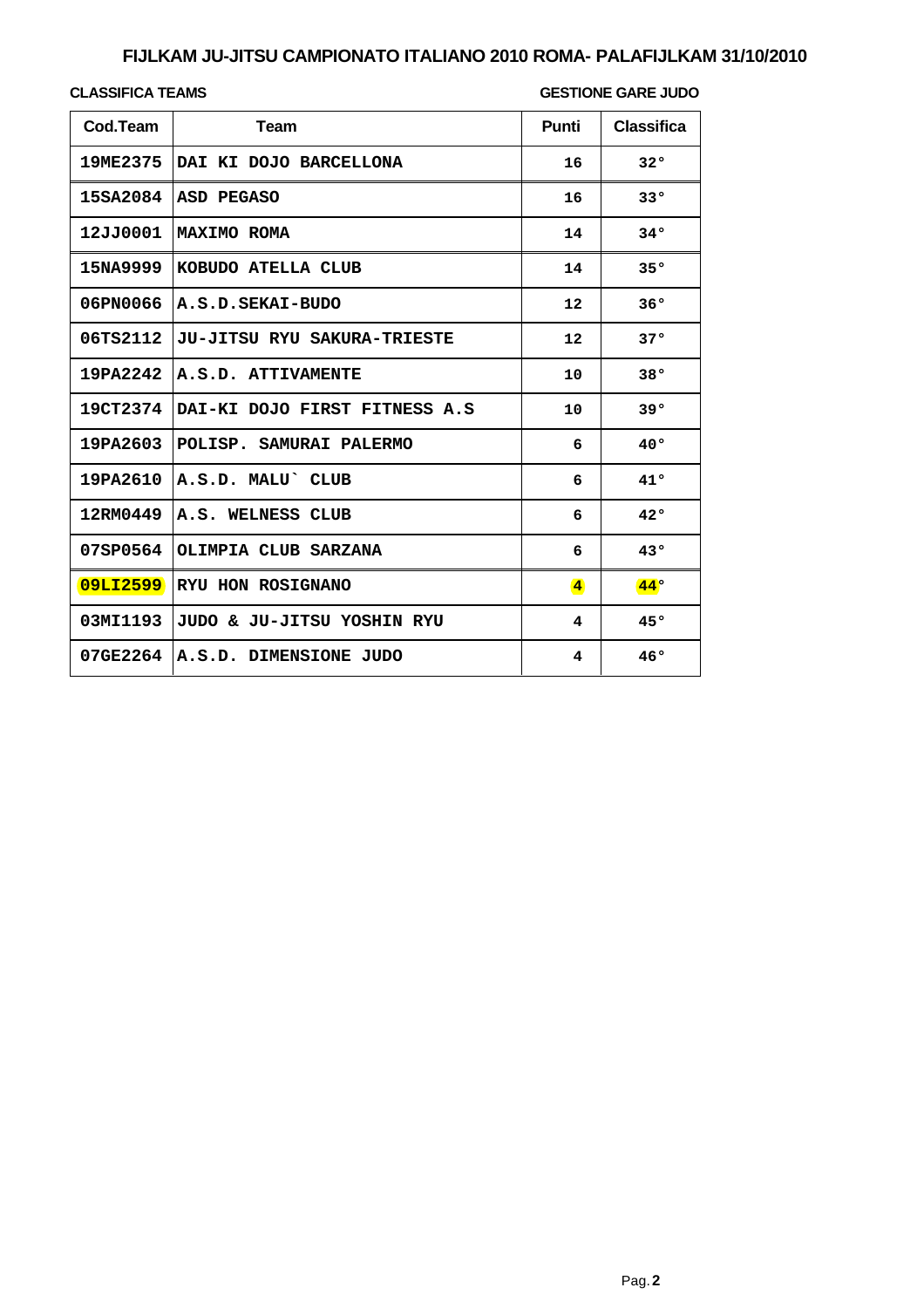# FIJLKAM JU-JITSU CAMPIONATO ITALIANO 2010 ROMA- PALAFIJLKAM 31/10/2010

**CLASSIFICA TEAMS** **GESTIONE GARE JUDO**

| Cod.Team | Team | Punti | Classifica |
|---|---|---|---|
| 19ME2375 | DAI KI DOJO BARCELLONA | 16 | 32° |
| 15SA2084 | ASD PEGASO | 16 | 33° |
| 12JJ0001 | MAXIMO ROMA | 14 | 34° |
| 15NA9999 | KOBUDO ATELLA CLUB | 14 | 35° |
| 06PN0066 | A.S.D.SEKAI-BUDO | 12 | 36° |
| 06TS2112 | JU-JITSU RYU SAKURA-TRIESTE | 12 | 37° |
| 19PA2242 | A.S.D. ATTIVAMENTE | 10 | 38° |
| 19CT2374 | DAI-KI DOJO FIRST FITNESS A.S | 10 | 39° |
| 19PA2603 | POLISP. SAMURAI PALERMO | 6 | 40° |
| 19PA2610 | A.S.D. MALU` CLUB | 6 | 41° |
| 12RM0449 | A.S. WELNESS CLUB | 6 | 42° |
| 07SP0564 | OLIMPIA CLUB SARZANA | 6 | 43° |
| 09LI2599 | RYU HON ROSIGNANO | 4 | 44° |
| 03MI1193 | JUDO & JU-JITSU YOSHIN RYU | 4 | 45° |
| 07GE2264 | A.S.D. DIMENSIONE JUDO | 4 | 46° |